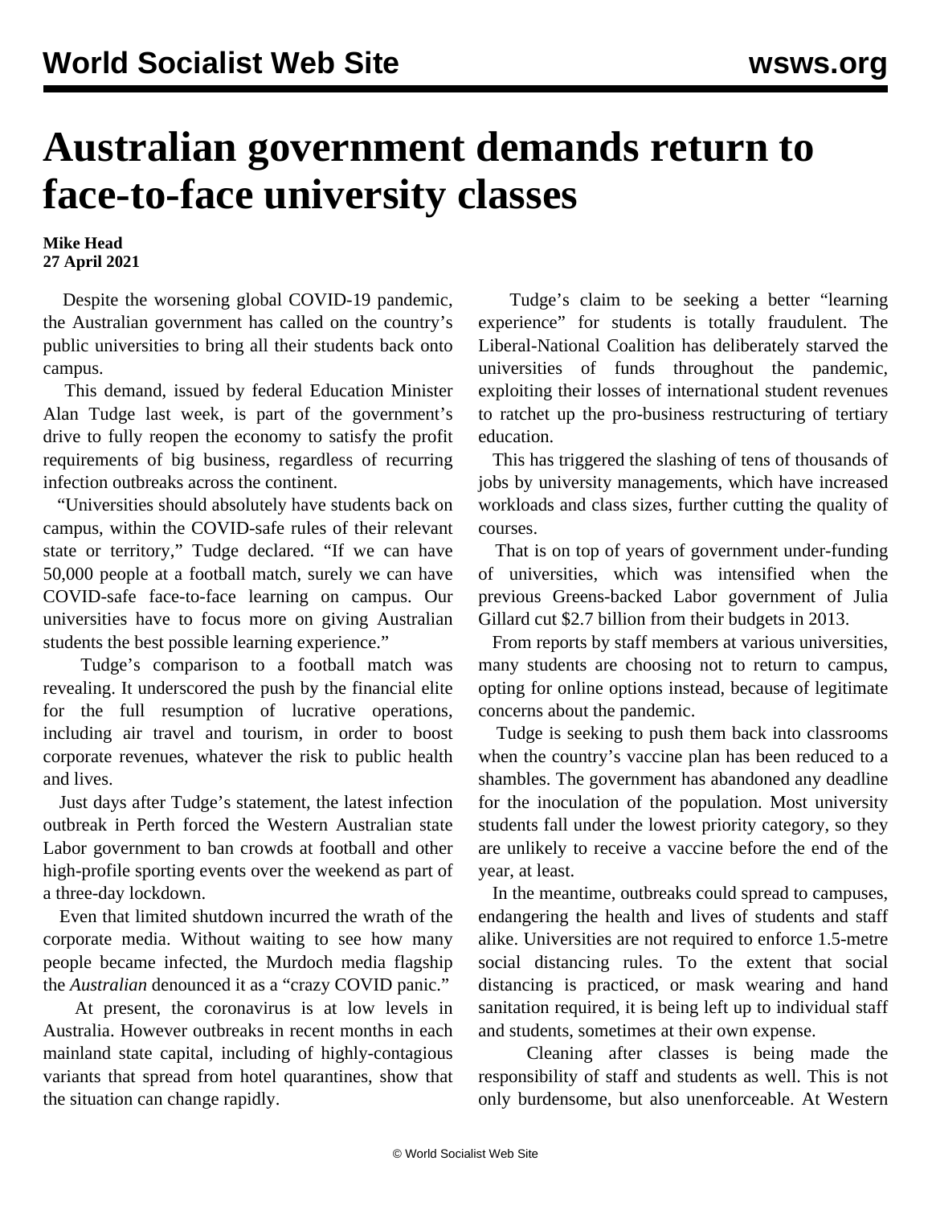# Australian government demands return to face-to-face university classes

**Mike Head**
**27 April 2021**

Despite the worsening global COVID-19 pandemic, the Australian government has called on the country's public universities to bring all their students back onto campus.

This demand, issued by federal Education Minister Alan Tudge last week, is part of the government's drive to fully reopen the economy to satisfy the profit requirements of big business, regardless of recurring infection outbreaks across the continent.

"Universities should absolutely have students back on campus, within the COVID-safe rules of their relevant state or territory," Tudge declared. "If we can have 50,000 people at a football match, surely we can have COVID-safe face-to-face learning on campus. Our universities have to focus more on giving Australian students the best possible learning experience."

Tudge's comparison to a football match was revealing. It underscored the push by the financial elite for the full resumption of lucrative operations, including air travel and tourism, in order to boost corporate revenues, whatever the risk to public health and lives.

Just days after Tudge's statement, the latest infection outbreak in Perth forced the Western Australian state Labor government to ban crowds at football and other high-profile sporting events over the weekend as part of a three-day lockdown.

Even that limited shutdown incurred the wrath of the corporate media. Without waiting to see how many people became infected, the Murdoch media flagship the *Australian* denounced it as a "crazy COVID panic."

At present, the coronavirus is at low levels in Australia. However outbreaks in recent months in each mainland state capital, including of highly-contagious variants that spread from hotel quarantines, show that the situation can change rapidly.

Tudge's claim to be seeking a better "learning experience" for students is totally fraudulent. The Liberal-National Coalition has deliberately starved the universities of funds throughout the pandemic, exploiting their losses of international student revenues to ratchet up the pro-business restructuring of tertiary education.

This has triggered the slashing of tens of thousands of jobs by university managements, which have increased workloads and class sizes, further cutting the quality of courses.

That is on top of years of government under-funding of universities, which was intensified when the previous Greens-backed Labor government of Julia Gillard cut $2.7 billion from their budgets in 2013.

From reports by staff members at various universities, many students are choosing not to return to campus, opting for online options instead, because of legitimate concerns about the pandemic.

Tudge is seeking to push them back into classrooms when the country's vaccine plan has been reduced to a shambles. The government has abandoned any deadline for the inoculation of the population. Most university students fall under the lowest priority category, so they are unlikely to receive a vaccine before the end of the year, at least.

In the meantime, outbreaks could spread to campuses, endangering the health and lives of students and staff alike. Universities are not required to enforce 1.5-metre social distancing rules. To the extent that social distancing is practiced, or mask wearing and hand sanitation required, it is being left up to individual staff and students, sometimes at their own expense.

Cleaning after classes is being made the responsibility of staff and students as well. This is not only burdensome, but also unenforceable. At Western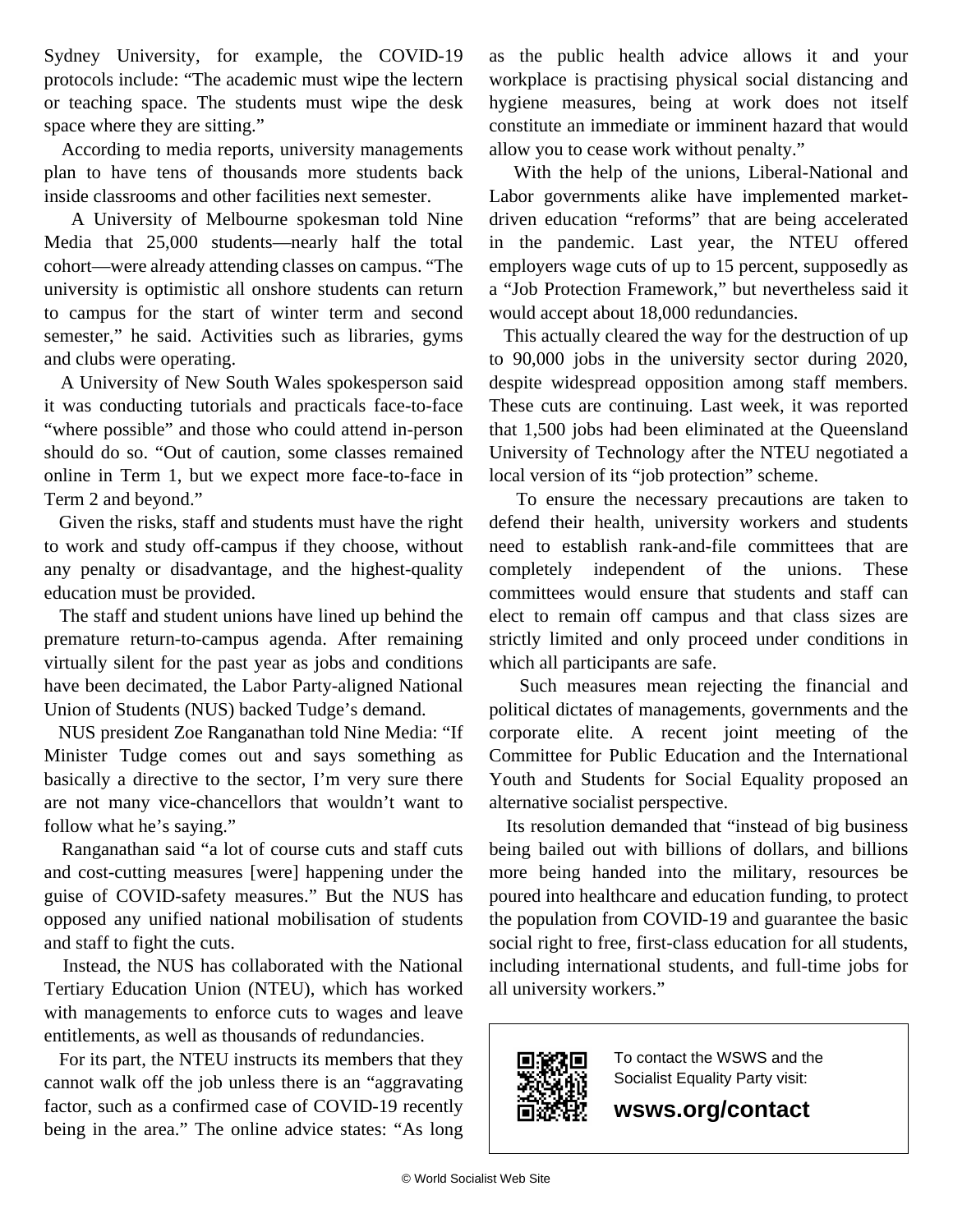Sydney University, for example, the COVID-19 protocols include: "The academic must wipe the lectern or teaching space. The students must wipe the desk space where they are sitting."

According to media reports, university managements plan to have tens of thousands more students back inside classrooms and other facilities next semester.

A University of Melbourne spokesman told Nine Media that 25,000 students—nearly half the total cohort—were already attending classes on campus. "The university is optimistic all onshore students can return to campus for the start of winter term and second semester," he said. Activities such as libraries, gyms and clubs were operating.

A University of New South Wales spokesperson said it was conducting tutorials and practicals face-to-face "where possible" and those who could attend in-person should do so. "Out of caution, some classes remained online in Term 1, but we expect more face-to-face in Term 2 and beyond."

Given the risks, staff and students must have the right to work and study off-campus if they choose, without any penalty or disadvantage, and the highest-quality education must be provided.

The staff and student unions have lined up behind the premature return-to-campus agenda. After remaining virtually silent for the past year as jobs and conditions have been decimated, the Labor Party-aligned National Union of Students (NUS) backed Tudge's demand.

NUS president Zoe Ranganathan told Nine Media: "If Minister Tudge comes out and says something as basically a directive to the sector, I'm very sure there are not many vice-chancellors that wouldn't want to follow what he's saying."

Ranganathan said "a lot of course cuts and staff cuts and cost-cutting measures [were] happening under the guise of COVID-safety measures." But the NUS has opposed any unified national mobilisation of students and staff to fight the cuts.

Instead, the NUS has collaborated with the National Tertiary Education Union (NTEU), which has worked with managements to enforce cuts to wages and leave entitlements, as well as thousands of redundancies.

For its part, the NTEU instructs its members that they cannot walk off the job unless there is an "aggravating factor, such as a confirmed case of COVID-19 recently being in the area." The online advice states: "As long as the public health advice allows it and your workplace is practising physical social distancing and hygiene measures, being at work does not itself constitute an immediate or imminent hazard that would allow you to cease work without penalty."

With the help of the unions, Liberal-National and Labor governments alike have implemented market-driven education "reforms" that are being accelerated in the pandemic. Last year, the NTEU offered employers wage cuts of up to 15 percent, supposedly as a "Job Protection Framework," but nevertheless said it would accept about 18,000 redundancies.

This actually cleared the way for the destruction of up to 90,000 jobs in the university sector during 2020, despite widespread opposition among staff members. These cuts are continuing. Last week, it was reported that 1,500 jobs had been eliminated at the Queensland University of Technology after the NTEU negotiated a local version of its "job protection" scheme.

To ensure the necessary precautions are taken to defend their health, university workers and students need to establish rank-and-file committees that are completely independent of the unions. These committees would ensure that students and staff can elect to remain off campus and that class sizes are strictly limited and only proceed under conditions in which all participants are safe.

Such measures mean rejecting the financial and political dictates of managements, governments and the corporate elite. A recent joint meeting of the Committee for Public Education and the International Youth and Students for Social Equality proposed an alternative socialist perspective.

Its resolution demanded that "instead of big business being bailed out with billions of dollars, and billions more being handed into the military, resources be poured into healthcare and education funding, to protect the population from COVID-19 and guarantee the basic social right to free, first-class education for all students, including international students, and full-time jobs for all university workers."

To contact the WSWS and the Socialist Equality Party visit:

**wsws.org/contact**